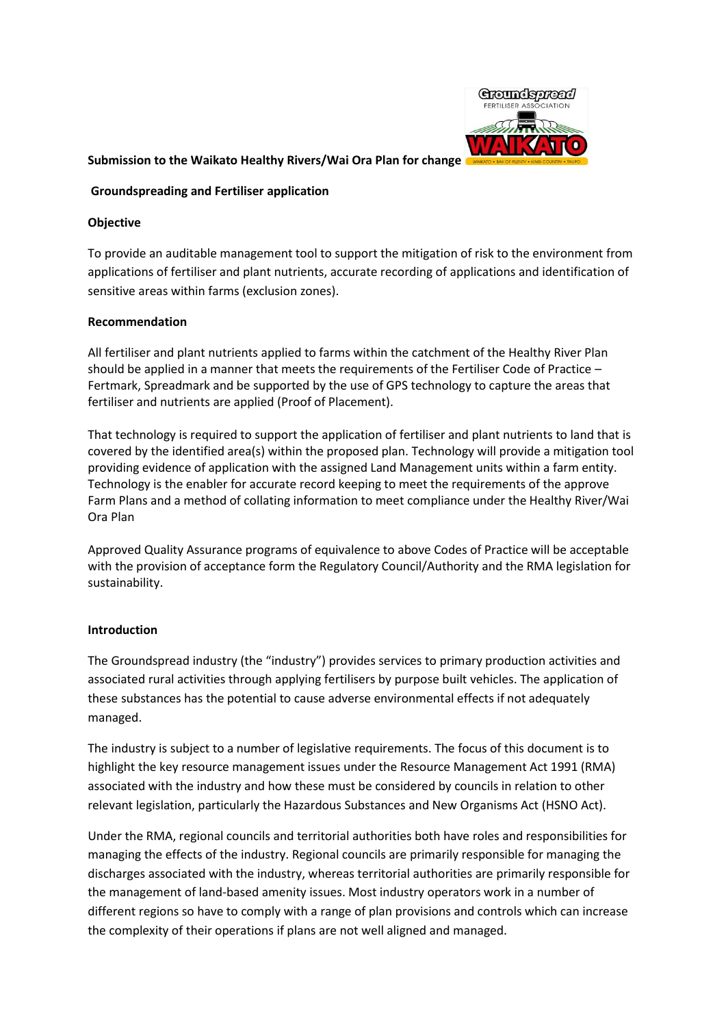**Submission to the Waikato Healthy Rivers/Wai Ora Plan for change**

**Groundspreading and Fertiliser application**

**Objective**

To provide an auditable management tool to support the mitigation of risk to the environment from applications of fertiliser and plant nutrients, accurate recording of applications and identification of sensitive areas within farms (exclusion zones).

**Recommendation**

All fertiliser and plant nutrients applied to farms within the catchment of the Healthy River Plan should be applied in a manner that meets the requirements of the Fertiliser Code of Practice – Fertmark, Spreadmark and be supported by the use of GPS technology to capture the areas that fertiliser and nutrients are applied (Proof of Placement).

That technology is required to support the application of fertiliser and plant nutrients to land that is covered by the identified area(s) within the proposed plan. Technology will provide a mitigation tool providing evidence of application with the assigned Land Management units within a farm entity. Technology is the enabler for accurate record keeping to meet the requirements of the approve Farm Plans and a method of collating information to meet compliance under the Healthy River/Wai Ora Plan

Approved Quality Assurance programs of equivalence to above Codes of Practice will be acceptable with the provision of acceptance form the Regulatory Council/Authority and the RMA legislation for sustainability.

**Introduction**

The Groundspread industry (the "industry") provides services to primary production activities and associated rural activities through applying fertilisers by purpose built vehicles. The application of these substances has the potential to cause adverse environmental effects if not adequately managed.

The industry is subject to a number of legislative requirements. The focus of this document is to highlight the key resource management issues under the Resource Management Act 1991 (RMA) associated with the industry and how these must be considered by councils in relation to other relevant legislation, particularly the Hazardous Substances and New Organisms Act (HSNO Act).

Under the RMA, regional councils and territorial authorities both have roles and responsibilities for managing the effects of the industry. Regional councils are primarily responsible for managing the discharges associated with the industry, whereas territorial authorities are primarily responsible for the management of land-based amenity issues. Most industry operators work in a number of different regions so have to comply with a range of plan provisions and controls which can increase the complexity of their operations if plans are not well aligned and managed.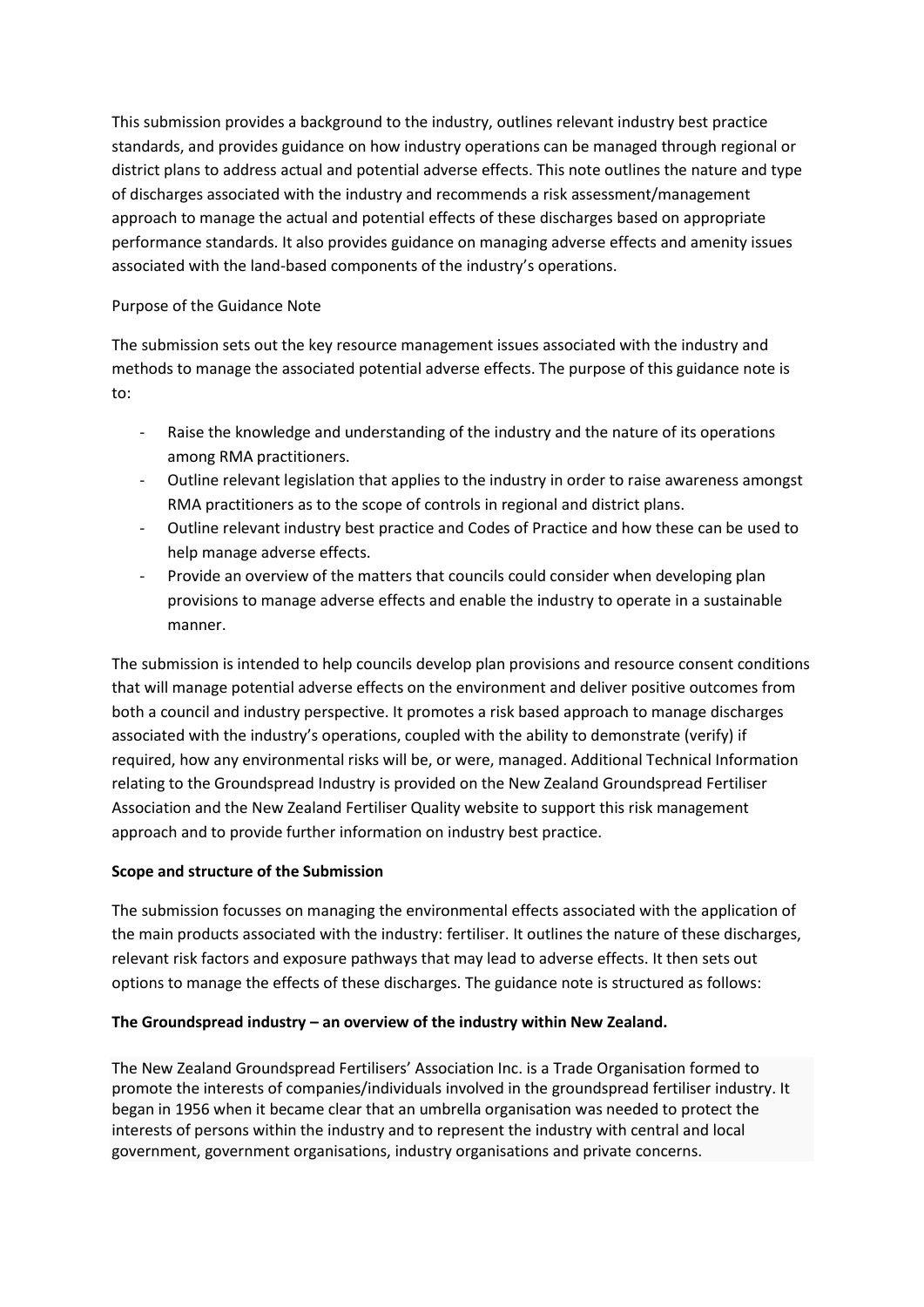This submission provides a background to the industry, outlines relevant industry best practice standards, and provides guidance on how industry operations can be managed through regional or district plans to address actual and potential adverse effects. This note outlines the nature and type of discharges associated with the industry and recommends a risk assessment/management approach to manage the actual and potential effects of these discharges based on appropriate performance standards. It also provides guidance on managing adverse effects and amenity issues associated with the land-based components of the industry's operations.

Purpose of the Guidance Note

The submission sets out the key resource management issues associated with the industry and methods to manage the associated potential adverse effects. The purpose of this guidance note is to:

- Raise the knowledge and understanding of the industry and the nature of its operations among RMA practitioners.
- Outline relevant legislation that applies to the industry in order to raise awareness amongst RMA practitioners as to the scope of controls in regional and district plans.
- Outline relevant industry best practice and Codes of Practice and how these can be used to help manage adverse effects.
- Provide an overview of the matters that councils could consider when developing plan provisions to manage adverse effects and enable the industry to operate in a sustainable manner.

The submission is intended to help councils develop plan provisions and resource consent conditions that will manage potential adverse effects on the environment and deliver positive outcomes from both a council and industry perspective. It promotes a risk based approach to manage discharges associated with the industry's operations, coupled with the ability to demonstrate (verify) if required, how any environmental risks will be, or were, managed. Additional Technical Information relating to the Groundspread Industry is provided on the New Zealand Groundspread Fertiliser Association and the New Zealand Fertiliser Quality website to support this risk management approach and to provide further information on industry best practice.

**Scope and structure of the Submission**

The submission focusses on managing the environmental effects associated with the application of the main products associated with the industry: fertiliser. It outlines the nature of these discharges, relevant risk factors and exposure pathways that may lead to adverse effects. It then sets out options to manage the effects of these discharges. The guidance note is structured as follows:

**The Groundspread industry – an overview of the industry within New Zealand.**

The New Zealand Groundspread Fertilisers' Association Inc. is a Trade Organisation formed to promote the interests of companies/individuals involved in the groundspread fertiliser industry. It began in 1956 when it became clear that an umbrella organisation was needed to protect the interests of persons within the industry and to represent the industry with central and local government, government organisations, industry organisations and private concerns.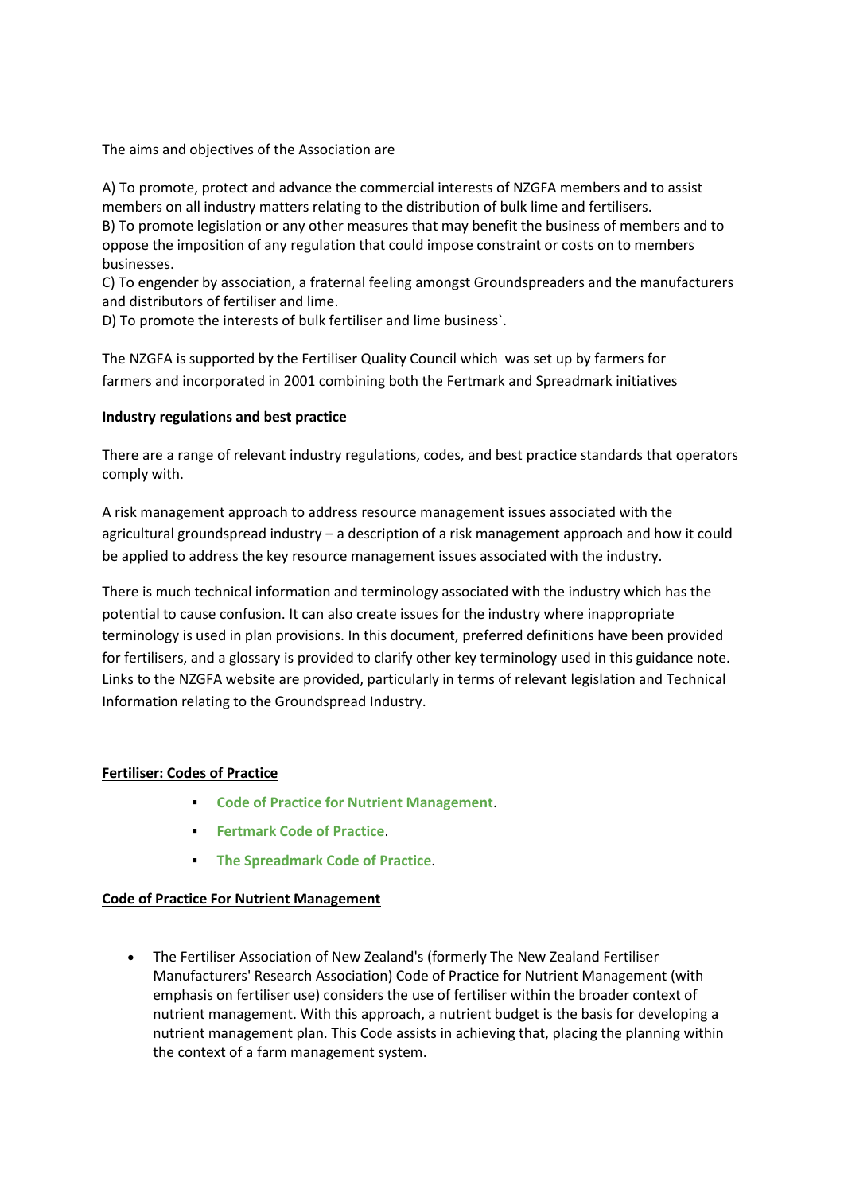The aims and objectives of the Association are

A) To promote, protect and advance the commercial interests of NZGFA members and to assist members on all industry matters relating to the distribution of bulk lime and fertilisers.
B) To promote legislation or any other measures that may benefit the business of members and to oppose the imposition of any regulation that could impose constraint or costs on to members businesses.
C) To engender by association, a fraternal feeling amongst Groundspreaders and the manufacturers and distributors of fertiliser and lime.
D) To promote the interests of bulk fertiliser and lime business`.

The NZGFA is supported by the Fertiliser Quality Council which was set up by farmers for farmers and incorporated in 2001 combining both the Fertmark and Spreadmark initiatives

**Industry regulations and best practice**

There are a range of relevant industry regulations, codes, and best practice standards that operators comply with.

A risk management approach to address resource management issues associated with the agricultural groundspread industry – a description of a risk management approach and how it could be applied to address the key resource management issues associated with the industry.

There is much technical information and terminology associated with the industry which has the potential to cause confusion. It can also create issues for the industry where inappropriate terminology is used in plan provisions. In this document, preferred definitions have been provided for fertilisers, and a glossary is provided to clarify other key terminology used in this guidance note. Links to the NZGFA website are provided, particularly in terms of relevant legislation and Technical Information relating to the Groundspread Industry.

**Fertiliser: Codes of Practice**

- **Code of Practice for Nutrient Management**.
- **Fertmark Code of Practice**.
- **The Spreadmark Code of Practice**.

**Code of Practice For Nutrient Management**

- The Fertiliser Association of New Zealand's (formerly The New Zealand Fertiliser Manufacturers' Research Association) Code of Practice for Nutrient Management (with emphasis on fertiliser use) considers the use of fertiliser within the broader context of nutrient management. With this approach, a nutrient budget is the basis for developing a nutrient management plan. This Code assists in achieving that, placing the planning within the context of a farm management system.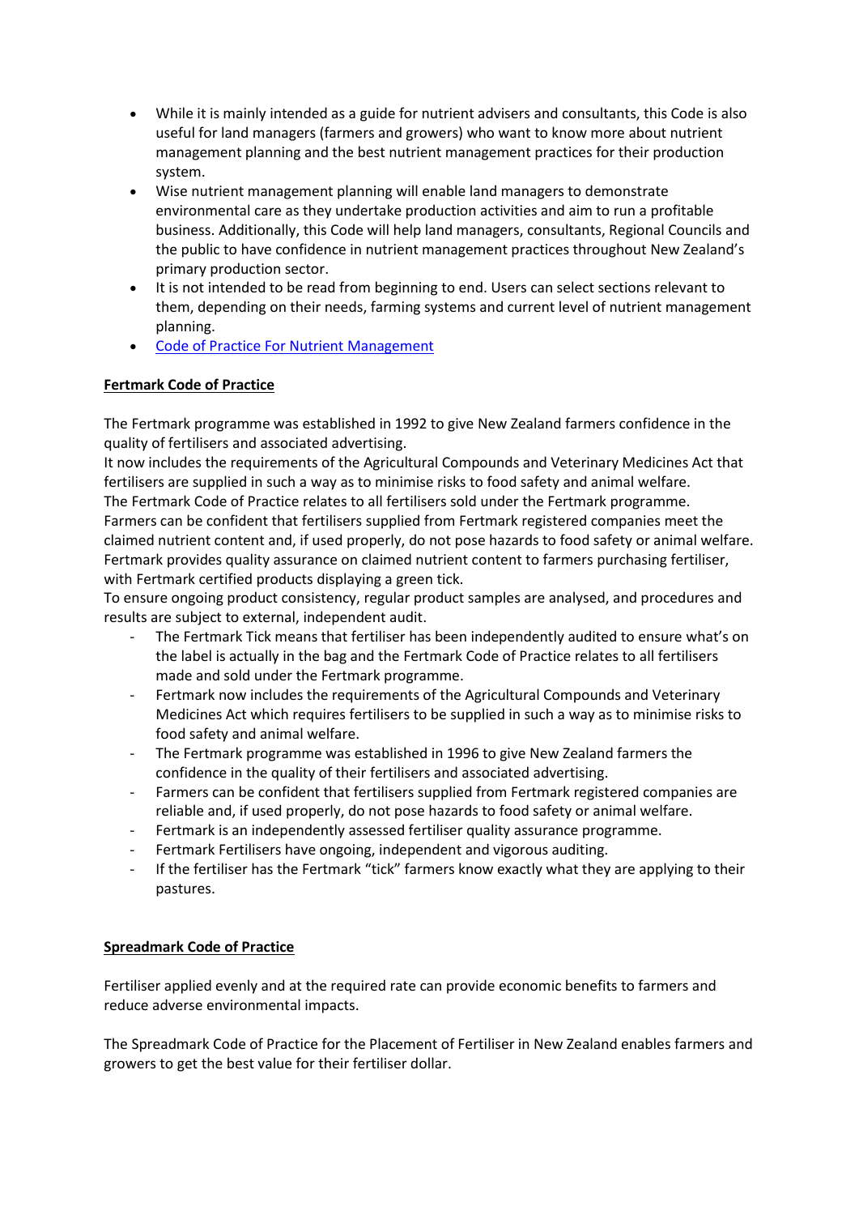- While it is mainly intended as a guide for nutrient advisers and consultants, this Code is also useful for land managers (farmers and growers) who want to know more about nutrient management planning and the best nutrient management practices for their production system.
- Wise nutrient management planning will enable land managers to demonstrate environmental care as they undertake production activities and aim to run a profitable business. Additionally, this Code will help land managers, consultants, Regional Councils and the public to have confidence in nutrient management practices throughout New Zealand's primary production sector.
- It is not intended to be read from beginning to end. Users can select sections relevant to them, depending on their needs, farming systems and current level of nutrient management planning.
- [Code of Practice For Nutrient Management]

**Fertmark Code of Practice**

The Fertmark programme was established in 1992 to give New Zealand farmers confidence in the quality of fertilisers and associated advertising.
It now includes the requirements of the Agricultural Compounds and Veterinary Medicines Act that fertilisers are supplied in such a way as to minimise risks to food safety and animal welfare.
The Fertmark Code of Practice relates to all fertilisers sold under the Fertmark programme.
Farmers can be confident that fertilisers supplied from Fertmark registered companies meet the claimed nutrient content and, if used properly, do not pose hazards to food safety or animal welfare.
Fertmark provides quality assurance on claimed nutrient content to farmers purchasing fertiliser, with Fertmark certified products displaying a green tick.
To ensure ongoing product consistency, regular product samples are analysed, and procedures and results are subject to external, independent audit.

- The Fertmark Tick means that fertiliser has been independently audited to ensure what's on the label is actually in the bag and the Fertmark Code of Practice relates to all fertilisers made and sold under the Fertmark programme.
- Fertmark now includes the requirements of the Agricultural Compounds and Veterinary Medicines Act which requires fertilisers to be supplied in such a way as to minimise risks to food safety and animal welfare.
- The Fertmark programme was established in 1996 to give New Zealand farmers the confidence in the quality of their fertilisers and associated advertising.
- Farmers can be confident that fertilisers supplied from Fertmark registered companies are reliable and, if used properly, do not pose hazards to food safety or animal welfare.
- Fertmark is an independently assessed fertiliser quality assurance programme.
- Fertmark Fertilisers have ongoing, independent and vigorous auditing.
- If the fertiliser has the Fertmark "tick" farmers know exactly what they are applying to their pastures.

**Spreadmark Code of Practice**

Fertiliser applied evenly and at the required rate can provide economic benefits to farmers and reduce adverse environmental impacts.

The Spreadmark Code of Practice for the Placement of Fertiliser in New Zealand enables farmers and growers to get the best value for their fertiliser dollar.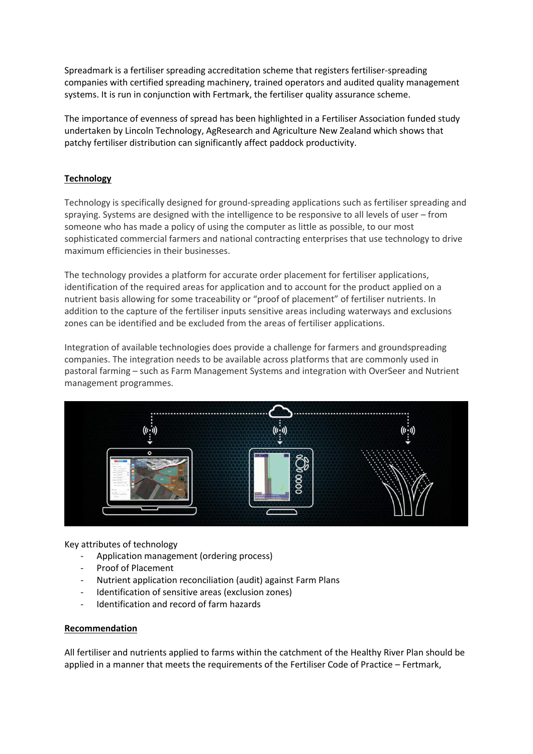Spreadmark is a fertiliser spreading accreditation scheme that registers fertiliser-spreading companies with certified spreading machinery, trained operators and audited quality management systems. It is run in conjunction with Fertmark, the fertiliser quality assurance scheme.

The importance of evenness of spread has been highlighted in a Fertiliser Association funded study undertaken by Lincoln Technology, AgResearch and Agriculture New Zealand which shows that patchy fertiliser distribution can significantly affect paddock productivity.

## Technology

Technology is specifically designed for ground-spreading applications such as fertiliser spreading and spraying. Systems are designed with the intelligence to be responsive to all levels of user – from someone who has made a policy of using the computer as little as possible, to our most sophisticated commercial farmers and national contracting enterprises that use technology to drive maximum efficiencies in their businesses.

The technology provides a platform for accurate order placement for fertiliser applications, identification of the required areas for application and to account for the product applied on a nutrient basis allowing for some traceability or "proof of placement" of fertiliser nutrients. In addition to the capture of the fertiliser inputs sensitive areas including waterways and exclusions zones can be identified and be excluded from the areas of fertiliser applications.

Integration of available technologies does provide a challenge for farmers and groundspreading companies. The integration needs to be available across platforms that are commonly used in pastoral farming – such as Farm Management Systems and integration with OverSeer and Nutrient management programmes.

Key attributes of technology

- Application management (ordering process)
- Proof of Placement
- Nutrient application reconciliation (audit) against Farm Plans
- Identification of sensitive areas (exclusion zones)
- Identification and record of farm hazards

## Recommendation

All fertiliser and nutrients applied to farms within the catchment of the Healthy River Plan should be applied in a manner that meets the requirements of the Fertiliser Code of Practice – Fertmark,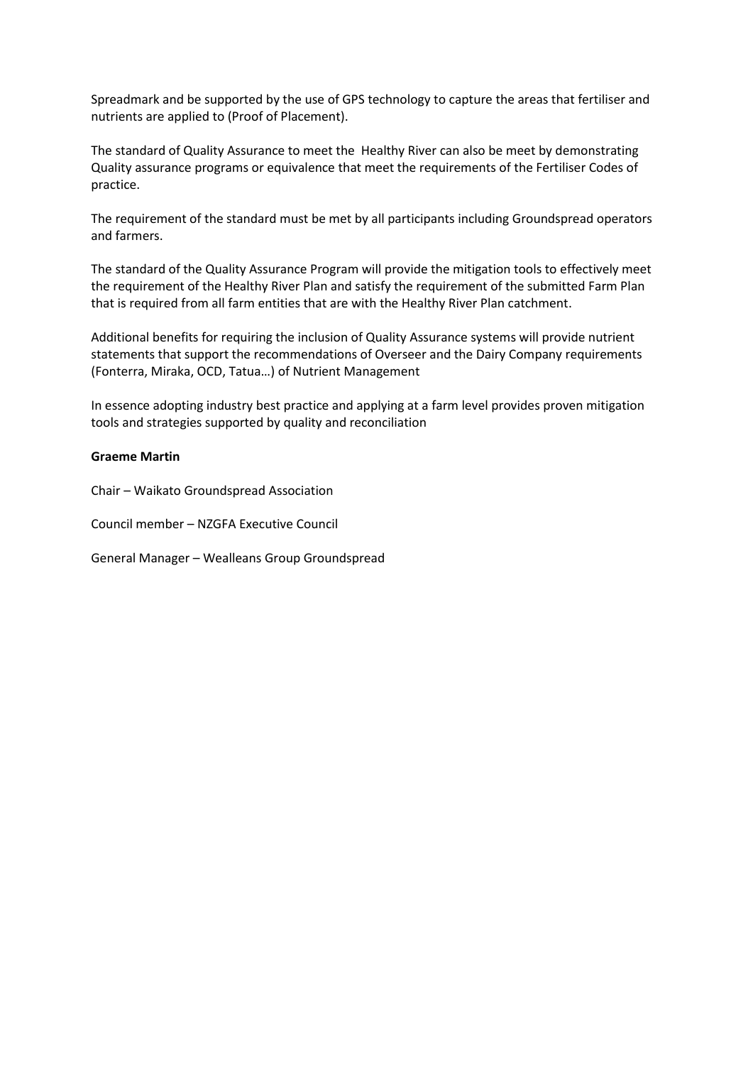Spreadmark and be supported by the use of GPS technology to capture the areas that fertiliser and nutrients are applied to (Proof of Placement).

The standard of Quality Assurance to meet the Healthy River can also be meet by demonstrating Quality assurance programs or equivalence that meet the requirements of the Fertiliser Codes of practice.

The requirement of the standard must be met by all participants including Groundspread operators and farmers.

The standard of the Quality Assurance Program will provide the mitigation tools to effectively meet the requirement of the Healthy River Plan and satisfy the requirement of the submitted Farm Plan that is required from all farm entities that are with the Healthy River Plan catchment.

Additional benefits for requiring the inclusion of Quality Assurance systems will provide nutrient statements that support the recommendations of Overseer and the Dairy Company requirements (Fonterra, Miraka, OCD, Tatua…) of Nutrient Management

In essence adopting industry best practice and applying at a farm level provides proven mitigation tools and strategies supported by quality and reconciliation

**Graeme Martin**

Chair – Waikato Groundspread Association

Council member – NZGFA Executive Council

General Manager – Wealleans Group Groundspread